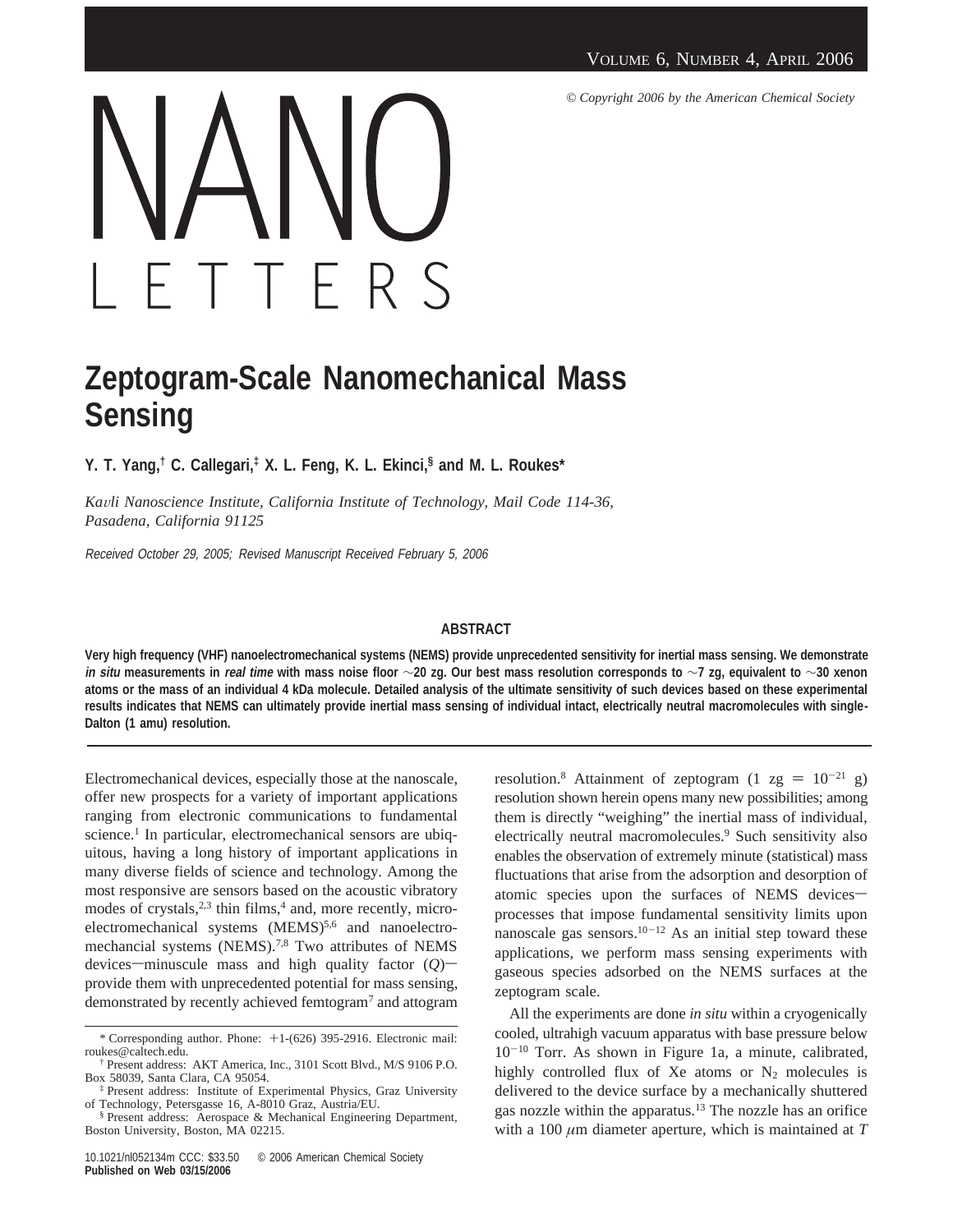# Zeptogram-Scale Nanomechanical Mass Sensing

**Y. T. Yang,[†] C. Callegari,[‡] X. L. Feng, K. L. Ekinci,[§] and M. L. Roukes\***

*Kavli Nanoscience Institute, California Institute of Technology, Mail Code 114-36, Pasadena, California 91125*

*Received October 29, 2005; Revised Manuscript Received February 5, 2006*

## ABSTRACT

**Very high frequency (VHF) nanoelectromechanical systems (NEMS) provide unprecedented sensitivity for inertial mass sensing. We demonstrate *in situ* measurements in *real time* with mass noise floor ∼20 zg. Our best mass resolution corresponds to ∼7 zg, equivalent to ∼30 xenon atoms or the mass of an individual 4 kDa molecule. Detailed analysis of the ultimate sensitivity of such devices based on these experimental results indicates that NEMS can ultimately provide inertial mass sensing of individual intact, electrically neutral macromolecules with single-Dalton (1 amu) resolution.**

Electromechanical devices, especially those at the nanoscale, offer new prospects for a variety of important applications ranging from electronic communications to fundamental science.[1] In particular, electromechanical sensors are ubiquitous, having a long history of important applications in many diverse fields of science and technology. Among the most responsive are sensors based on the acoustic vibratory modes of crystals,[2,3] thin films,[4] and, more recently, microelectromechanical systems (MEMS)[5,6] and nanoelectromechancial systems (NEMS).[7,8] Two attributes of NEMS devices—minuscule mass and high quality factor ($Q$)—provide them with unprecedented potential for mass sensing, demonstrated by recently achieved femtogram[7] and attogram resolution.[8] Attainment of zeptogram (1 zg = $10^{-21}$ g) resolution shown herein opens many new possibilities; among them is directly "weighing" the inertial mass of individual, electrically neutral macromolecules.[9] Such sensitivity also enables the observation of extremely minute (statistical) mass fluctuations that arise from the adsorption and desorption of atomic species upon the surfaces of NEMS devices—processes that impose fundamental sensitivity limits upon nanoscale gas sensors.[10−12] As an initial step toward these applications, we perform mass sensing experiments with gaseous species adsorbed on the NEMS surfaces at the zeptogram scale.

All the experiments are done *in situ* within a cryogenically cooled, ultrahigh vacuum apparatus with base pressure below $10^{-10}$ Torr. As shown in Figure 1a, a minute, calibrated, highly controlled flux of Xe atoms or $N_2$ molecules is delivered to the device surface by a mechanically shuttered gas nozzle within the apparatus.[13] The nozzle has an orifice with a 100 $\mu$m diameter aperture, which is maintained at $T$

\* Corresponding author. Phone: +1-(626) 395-2916. Electronic mail: roukes@caltech.edu.

† Present address: AKT America, Inc., 3101 Scott Blvd., M/S 9106 P.O. Box 58039, Santa Clara, CA 95054.

‡ Present address: Institute of Experimental Physics, Graz University of Technology, Petersgasse 16, A-8010 Graz, Austria/EU.

§ Present address: Aerospace & Mechanical Engineering Department, Boston University, Boston, MA 02215.

10.1021/nl052134m CCC: $33.50 © 2006 American Chemical Society
**Published on Web 03/15/2006**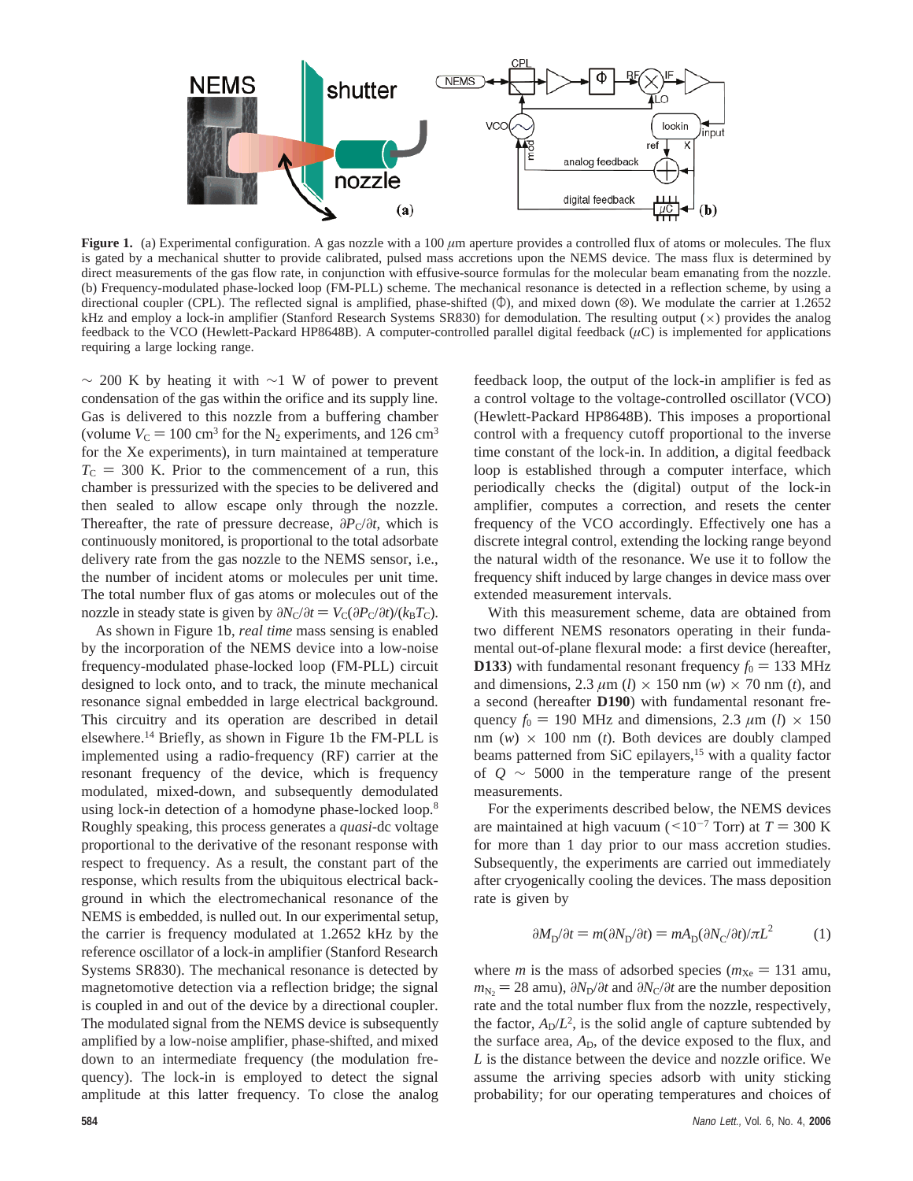**Figure 1.** (a) Experimental configuration. A gas nozzle with a 100 $\mu$m aperture provides a controlled flux of atoms or molecules. The flux is gated by a mechanical shutter to provide calibrated, pulsed mass accretions upon the NEMS device. The mass flux is determined by direct measurements of the gas flow rate, in conjunction with effusive-source formulas for the molecular beam emanating from the nozzle. (b) Frequency-modulated phase-locked loop (FM-PLL) scheme. The mechanical resonance is detected in a reflection scheme, by using a directional coupler (CPL). The reflected signal is amplified, phase-shifted ($\Phi$), and mixed down ($\otimes$). We modulate the carrier at 1.2652 kHz and employ a lock-in amplifier (Stanford Research Systems SR830) for demodulation. The resulting output ($\times$) provides the analog feedback to the VCO (Hewlett-Packard HP8648B). A computer-controlled parallel digital feedback ($\mu$C) is implemented for applications requiring a large locking range.

$\sim$ 200 K by heating it with $\sim$1 W of power to prevent condensation of the gas within the orifice and its supply line. Gas is delivered to this nozzle from a buffering chamber (volume $V_C = 100$ cm$^3$ for the $N_2$ experiments, and 126 cm$^3$ for the Xe experiments), in turn maintained at temperature $T_C = 300$ K. Prior to the commencement of a run, this chamber is pressurized with the species to be delivered and then sealed to allow escape only through the nozzle. Thereafter, the rate of pressure decrease, $\partial P_C/\partial t$, which is continuously monitored, is proportional to the total adsorbate delivery rate from the gas nozzle to the NEMS sensor, i.e., the number of incident atoms or molecules per unit time. The total number flux of gas atoms or molecules out of the nozzle in steady state is given by $\partial N_C/\partial t = V_C(\partial P_C/\partial t)/(k_B T_C)$.

As shown in Figure 1b, *real time* mass sensing is enabled by the incorporation of the NEMS device into a low-noise frequency-modulated phase-locked loop (FM-PLL) circuit designed to lock onto, and to track, the minute mechanical resonance signal embedded in large electrical background. This circuitry and its operation are described in detail elsewhere.[14] Briefly, as shown in Figure 1b the FM-PLL is implemented using a radio-frequency (RF) carrier at the resonant frequency of the device, which is frequency modulated, mixed-down, and subsequently demodulated using lock-in detection of a homodyne phase-locked loop.[8] Roughly speaking, this process generates a *quasi*-dc voltage proportional to the derivative of the resonant response with respect to frequency. As a result, the constant part of the response, which results from the ubiquitous electrical background in which the electromechanical resonance of the NEMS is embedded, is nulled out. In our experimental setup, the carrier is frequency modulated at 1.2652 kHz by the reference oscillator of a lock-in amplifier (Stanford Research Systems SR830). The mechanical resonance is detected by magnetomotive detection via a reflection bridge; the signal is coupled in and out of the device by a directional coupler. The modulated signal from the NEMS device is subsequently amplified by a low-noise amplifier, phase-shifted, and mixed down to an intermediate frequency (the modulation frequency). The lock-in is employed to detect the signal amplitude at this latter frequency. To close the analog feedback loop, the output of the lock-in amplifier is fed as a control voltage to the voltage-controlled oscillator (VCO) (Hewlett-Packard HP8648B). This imposes a proportional control with a frequency cutoff proportional to the inverse time constant of the lock-in. In addition, a digital feedback loop is established through a computer interface, which periodically checks the (digital) output of the lock-in amplifier, computes a correction, and resets the center frequency of the VCO accordingly. Effectively one has a discrete integral control, extending the locking range beyond the natural width of the resonance. We use it to follow the frequency shift induced by large changes in device mass over extended measurement intervals.

With this measurement scheme, data are obtained from two different NEMS resonators operating in their fundamental out-of-plane flexural mode: a first device (hereafter, **D133**) with fundamental resonant frequency $f_0 = 133$ MHz and dimensions, 2.3 $\mu$m ($l$) $\times$ 150 nm ($w$) $\times$ 70 nm ($t$), and a second (hereafter **D190**) with fundamental resonant frequency $f_0 = 190$ MHz and dimensions, 2.3 $\mu$m ($l$) $\times$ 150 nm ($w$) $\times$ 100 nm ($t$). Both devices are doubly clamped beams patterned from SiC epilayers,[15] with a quality factor of $Q \sim 5000$ in the temperature range of the present measurements.

For the experiments described below, the NEMS devices are maintained at high vacuum ($<10^{-7}$ Torr) at $T = 300$ K for more than 1 day prior to our mass accretion studies. Subsequently, the experiments are carried out immediately after cryogenically cooling the devices. The mass deposition rate is given by

$$\partial M_D/\partial t = m(\partial N_D/\partial t) = mA_D(\partial N_C/\partial t)/\pi L^2 \qquad (1)$$

where $m$ is the mass of adsorbed species ($m_{Xe} = 131$ amu, $m_{N_2} = 28$ amu), $\partial N_D/\partial t$ and $\partial N_C/\partial t$ are the number deposition rate and the total number flux from the nozzle, respectively, the factor, $A_D/L^2$, is the solid angle of capture subtended by the surface area, $A_D$, of the device exposed to the flux, and $L$ is the distance between the device and nozzle orifice. We assume the arriving species adsorb with unity sticking probability; for our operating temperatures and choices of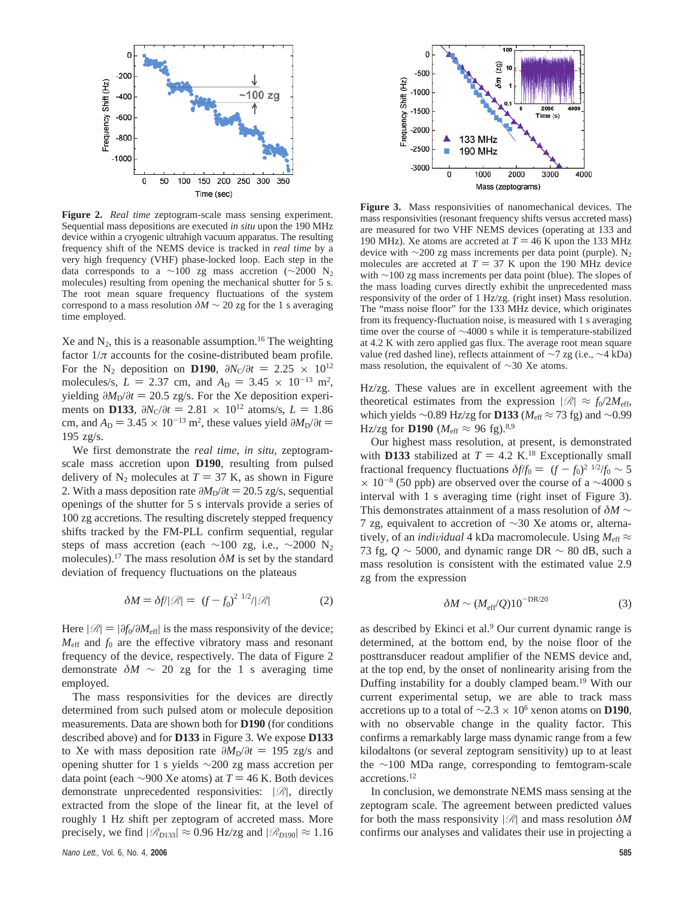**Figure 2.** *Real time* zeptogram-scale mass sensing experiment. Sequential mass depositions are executed *in situ* upon the 190 MHz device within a cryogenic ultrahigh vacuum apparatus. The resulting frequency shift of the NEMS device is tracked in *real time* by a very high frequency (VHF) phase-locked loop. Each step in the data corresponds to a ~100 zg mass accretion (~2000 $N_2$ molecules) resulting from opening the mechanical shutter for 5 s. The root mean square frequency fluctuations of the system correspond to a mass resolution $\delta M \sim 20$ zg for the 1 s averaging time employed.

Xe and $N_2$, this is a reasonable assumption.[16] The weighting factor $1/\pi$ accounts for the cosine-distributed beam profile. For the $N_2$ deposition on **D190**, $\partial N_C/\partial t = 2.25 \times 10^{12}$ molecules/s, $L = 2.37$ cm, and $A_D = 3.45 \times 10^{-13}$ m$^2$, yielding $\partial M_D/\partial t = 20.5$ zg/s. For the Xe deposition experiments on **D133**, $\partial N_C/\partial t = 2.81 \times 10^{12}$ atoms/s, $L = 1.86$ cm, and $A_D = 3.45 \times 10^{-13}$ m$^2$, these values yield $\partial M_D/\partial t = 195$ zg/s.

We first demonstrate the *real time*, *in situ*, zeptogram-scale mass accretion upon **D190**, resulting from pulsed delivery of $N_2$ molecules at $T = 37$ K, as shown in Figure 2. With a mass deposition rate $\partial M_D/\partial t = 20.5$ zg/s, sequential openings of the shutter for 5 s intervals provide a series of 100 zg accretions. The resulting discretely stepped frequency shifts tracked by the FM-PLL confirm sequential, regular steps of mass accretion (each ~100 zg, i.e., ~2000 $N_2$ molecules).[17] The mass resolution $\delta M$ is set by the standard deviation of frequency fluctuations on the plateaus

$$\delta M = \delta f/|\mathcal{R}| = \langle (f - f_0)^2 \rangle^{1/2}/|\mathcal{R}| \qquad (2)$$

Here $|\mathcal{R}| = |\partial f_0/\partial M_{\mathrm{eff}}|$ is the mass responsivity of the device; $M_{\mathrm{eff}}$ and $f_0$ are the effective vibratory mass and resonant frequency of the device, respectively. The data of Figure 2 demonstrate $\delta M \sim 20$ zg for the 1 s averaging time employed.

The mass responsivities for the devices are directly determined from such pulsed atom or molecule deposition measurements. Data are shown both for **D190** (for conditions described above) and for **D133** in Figure 3. We expose **D133** to Xe with mass deposition rate $\partial M_D/\partial t = 195$ zg/s and opening shutter for 1 s yields ~200 zg mass accretion per data point (each ~900 Xe atoms) at $T = 46$ K. Both devices demonstrate unprecedented responsivities: $|\mathcal{R}|$, directly extracted from the slope of the linear fit, at the level of roughly 1 Hz shift per zeptogram of accreted mass. More precisely, we find $|\mathcal{R}_{D133}| \approx 0.96$ Hz/zg and $|\mathcal{R}_{D190}| \approx 1.16$ Hz/zg. These values are in excellent agreement with the theoretical estimates from the expression $|\mathcal{R}| \approx f_0/2M_{\mathrm{eff}}$, which yields ~0.89 Hz/zg for **D133** ($M_{\mathrm{eff}} \approx 73$ fg) and ~0.99 Hz/zg for **D190** ($M_{\mathrm{eff}} \approx 96$ fg).[8,9]

**Figure 3.** Mass responsivities of nanomechanical devices. The mass responsivities (resonant frequency shifts versus accreted mass) are measured for two VHF NEMS devices (operating at 133 and 190 MHz). Xe atoms are accreted at $T = 46$ K upon the 133 MHz device with ~200 zg mass increments per data point (purple). $N_2$ molecules are accreted at $T = 37$ K upon the 190 MHz device with ~100 zg mass increments per data point (blue). The slopes of the mass loading curves directly exhibit the unprecedented mass responsivity of the order of 1 Hz/zg. (right inset) Mass resolution. The "mass noise floor" for the 133 MHz device, which originates from its frequency-fluctuation noise, is measured with 1 s averaging time over the course of ~4000 s while it is temperature-stabilized at 4.2 K with zero applied gas flux. The average root mean square value (red dashed line), reflects attainment of ~7 zg (i.e., ~4 kDa) mass resolution, the equivalent of ~30 Xe atoms.

Our highest mass resolution, at present, is demonstrated with **D133** stabilized at $T = 4.2$ K.[18] Exceptionally small fractional frequency fluctuations $\delta f/f_0 = \langle (f - f_0)^2 \rangle^{1/2}/f_0 \sim 5 \times 10^{-8}$ (50 ppb) are observed over the course of a ~4000 s interval with 1 s averaging time (right inset of Figure 3). This demonstrates attainment of a mass resolution of $\delta M \sim 7$ zg, equivalent to accretion of ~30 Xe atoms or, alternatively, of an *individual* 4 kDa macromolecule. Using $M_{\mathrm{eff}} \approx 73$ fg, $Q \sim 5000$, and dynamic range DR ~ 80 dB, such a mass resolution is consistent with the estimated value 2.9 zg from the expression

$$\delta M \sim (M_{\mathrm{eff}}/Q)10^{-\mathrm{DR}/20} \qquad (3)$$

as described by Ekinci et al.[9] Our current dynamic range is determined, at the bottom end, by the noise floor of the posttransducer readout amplifier of the NEMS device and, at the top end, by the onset of nonlinearity arising from the Duffing instability for a doubly clamped beam.[19] With our current experimental setup, we are able to track mass accretions up to a total of $\sim 2.3 \times 10^6$ xenon atoms on **D190**, with no observable change in the quality factor. This confirms a remarkably large mass dynamic range from a few kilodaltons (or several zeptogram sensitivity) up to at least the ~100 MDa range, corresponding to femtogram-scale accretions.[12]

In conclusion, we demonstrate NEMS mass sensing at the zeptogram scale. The agreement between predicted values for both the mass responsivity $|\mathcal{R}|$ and mass resolution $\delta M$ confirms our analyses and validates their use in projecting a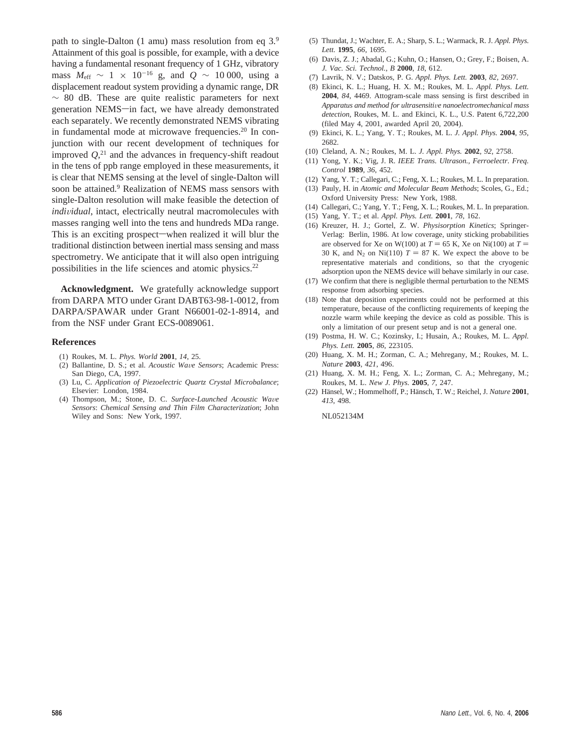path to single-Dalton (1 amu) mass resolution from eq 3.[9] Attainment of this goal is possible, for example, with a device having a fundamental resonant frequency of 1 GHz, vibratory mass $M_{\mathrm{eff}} \sim 1 \times 10^{-16}$ g, and $Q \sim 10\,000$, using a displacement readout system providing a dynamic range, DR $\sim$ 80 dB. These are quite realistic parameters for next generation NEMS—in fact, we have already demonstrated each separately. We recently demonstrated NEMS vibrating in fundamental mode at microwave frequencies.[20] In conjunction with our recent development of techniques for improved $Q$,[21] and the advances in frequency-shift readout in the tens of ppb range employed in these measurements, it is clear that NEMS sensing at the level of single-Dalton will soon be attained.[9] Realization of NEMS mass sensors with single-Dalton resolution will make feasible the detection of *individual*, intact, electrically neutral macromolecules with masses ranging well into the tens and hundreds MDa range. This is an exciting prospect—when realized it will blur the traditional distinction between inertial mass sensing and mass spectrometry. We anticipate that it will also open intriguing possibilities in the life sciences and atomic physics.[22]

**Acknowledgment.** We gratefully acknowledge support from DARPA MTO under Grant DABT63-98-1-0012, from DARPA/SPAWAR under Grant N66001-02-1-8914, and from the NSF under Grant ECS-0089061.

## References

(1) Roukes, M. L. *Phys. World* **2001**, *14*, 25.
(2) Ballantine, D. S.; et al. *Acoustic Wave Sensors*; Academic Press: San Diego, CA, 1997.
(3) Lu, C. *Application of Piezoelectric Quartz Crystal Microbalance*; Elsevier: London, 1984.
(4) Thompson, M.; Stone, D. C. *Surface-Launched Acoustic Wave Sensors*: *Chemical Sensing and Thin Film Characterization*; John Wiley and Sons: New York, 1997.
(5) Thundat, J.; Wachter, E. A.; Sharp, S. L.; Warmack, R. J. *Appl. Phys. Lett.* **1995**, *66*, 1695.
(6) Davis, Z. J.; Abadal, G.; Kuhn, O.; Hansen, O.; Grey, F.; Boisen, A. *J. Vac. Sci. Technol., B* **2000**, *18*, 612.
(7) Lavrik, N. V.; Datskos, P. G. *Appl. Phys. Lett.* **2003**, *82*, 2697.
(8) Ekinci, K. L.; Huang, H. X. M.; Roukes, M. L. *Appl. Phys. Lett.* **2004**, *84*, 4469. Attogram-scale mass sensing is first described in *Apparatus and method for ultrasensitive nanoelectromechanical mass detection*, Roukes, M. L. and Ekinci, K. L., U.S. Patent 6,722,200 (filed May 4, 2001, awarded April 20, 2004).
(9) Ekinci, K. L.; Yang, Y. T.; Roukes, M. L. *J. Appl. Phys.* **2004**, *95*, 2682.
(10) Cleland, A. N.; Roukes, M. L. *J. Appl. Phys.* **2002**, *92*, 2758.
(11) Yong, Y. K.; Vig, J. R. *IEEE Trans. Ultrason., Ferroelectr. Freq. Control* **1989**, *36*, 452.
(12) Yang, Y. T.; Callegari, C.; Feng, X. L.; Roukes, M. L. In preparation.
(13) Pauly, H. in *Atomic and Molecular Beam Methods*; Scoles, G., Ed.; Oxford University Press: New York, 1988.
(14) Callegari, C.; Yang, Y. T.; Feng, X. L.; Roukes, M. L. In preparation.
(15) Yang, Y. T.; et al. *Appl. Phys. Lett.* **2001**, *78*, 162.
(16) Kreuzer, H. J.; Gortel, Z. W. *Physisorption Kinetics*; Springer-Verlag: Berlin, 1986. At low coverage, unity sticking probabilities are observed for Xe on W(100) at $T = 65$ K, Xe on Ni(100) at $T = 30$ K, and $N_2$ on Ni(110) $T = 87$ K. We expect the above to be representative materials and conditions, so that the cryogenic adsorption upon the NEMS device will behave similarly in our case.
(17) We confirm that there is negligible thermal perturbation to the NEMS response from adsorbing species.
(18) Note that deposition experiments could not be performed at this temperature, because of the conflicting requirements of keeping the nozzle warm while keeping the device as cold as possible. This is only a limitation of our present setup and is not a general one.
(19) Postma, H. W. C.; Kozinsky, I.; Husain, A.; Roukes, M. L. *Appl. Phys. Lett.* **2005**, *86*, 223105.
(20) Huang, X. M. H.; Zorman, C. A.; Mehregany, M.; Roukes, M. L. *Nature* **2003**, *421*, 496.
(21) Huang, X. M. H.; Feng, X. L.; Zorman, C. A.; Mehregany, M.; Roukes, M. L. *New J. Phys.* **2005**, *7*, 247.
(22) Hänsel, W.; Hommelhoff, P.; Hänsch, T. W.; Reichel, J. *Nature* **2001**, *413*, 498.

NL052134M